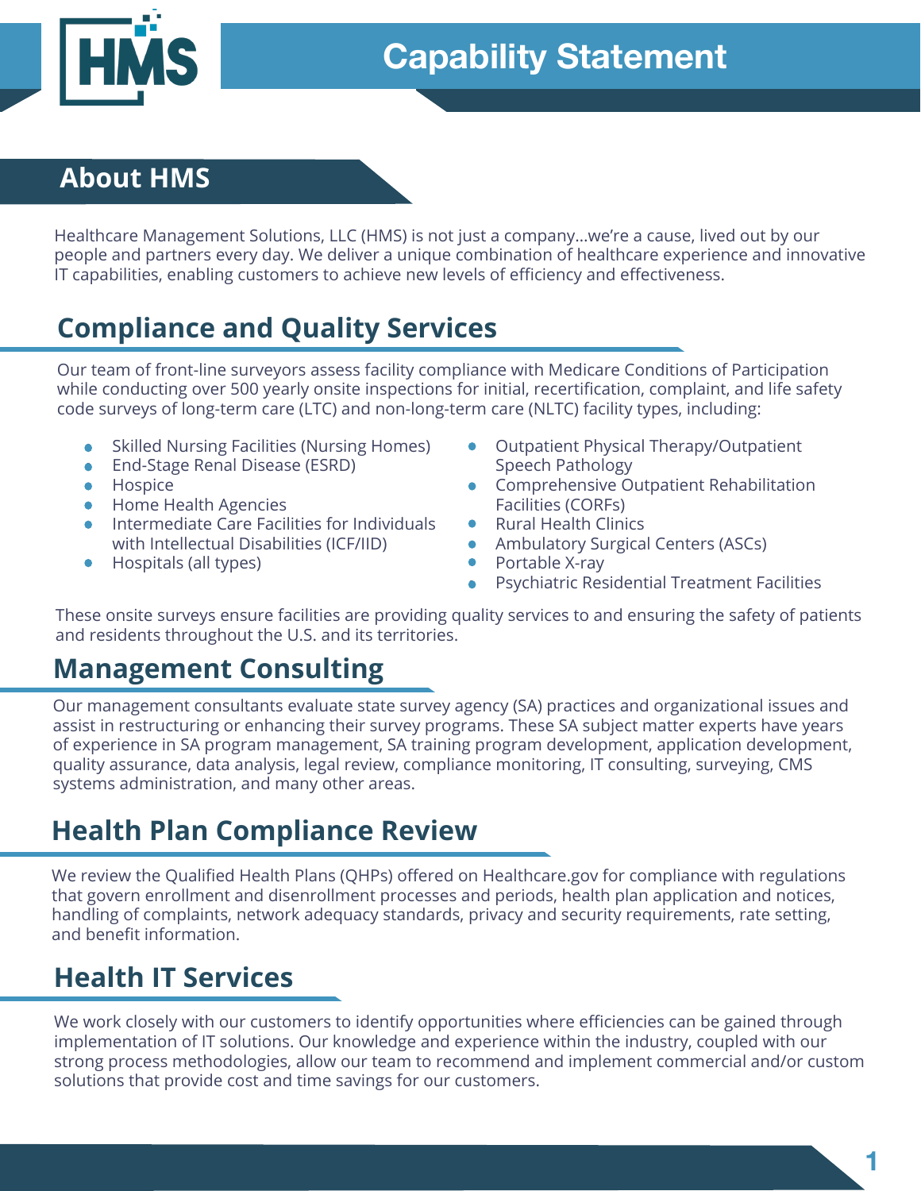# Capability Statement

## About HMS

Healthcare Management Solutions, LLC (HMS) is not just a company…we're a cause, lived out by our people and partners every day. We deliver a unique combination of healthcare experience and innovative IT capabilities, enabling customers to achieve new levels of efficiency and effectiveness.

## Compliance and Quality Services

Our team of front-line surveyors assess facility compliance with Medicare Conditions of Participation while conducting over 500 yearly onsite inspections for initial, recertification, complaint, and life safety code surveys of long-term care (LTC) and non-long-term care (NLTC) facility types, including:

- Skilled Nursing Facilities (Nursing Homes)
- End-Stage Renal Disease (ESRD)
- Hospice
- Home Health Agencies
- Intermediate Care Facilities for Individuals with Intellectual Disabilities (ICF/IID)
- Hospitals (all types)
- Outpatient Physical Therapy/Outpatient Speech Pathology
- Comprehensive Outpatient Rehabilitation Facilities (CORFs)
- Rural Health Clinics
- Ambulatory Surgical Centers (ASCs)
- Portable X-ray
- Psychiatric Residential Treatment Facilities

These onsite surveys ensure facilities are providing quality services to and ensuring the safety of patients and residents throughout the U.S. and its territories.

## Management Consulting

Our management consultants evaluate state survey agency (SA) practices and organizational issues and assist in restructuring or enhancing their survey programs. These SA subject matter experts have years of experience in SA program management, SA training program development, application development, quality assurance, data analysis, legal review, compliance monitoring, IT consulting, surveying, CMS systems administration, and many other areas.

## Health Plan Compliance Review

We review the Qualified Health Plans (QHPs) offered on Healthcare.gov for compliance with regulations that govern enrollment and disenrollment processes and periods, health plan application and notices, handling of complaints, network adequacy standards, privacy and security requirements, rate setting, and benefit information.

## Health IT Services

We work closely with our customers to identify opportunities where efficiencies can be gained through implementation of IT solutions. Our knowledge and experience within the industry, coupled with our strong process methodologies, allow our team to recommend and implement commercial and/or custom solutions that provide cost and time savings for our customers.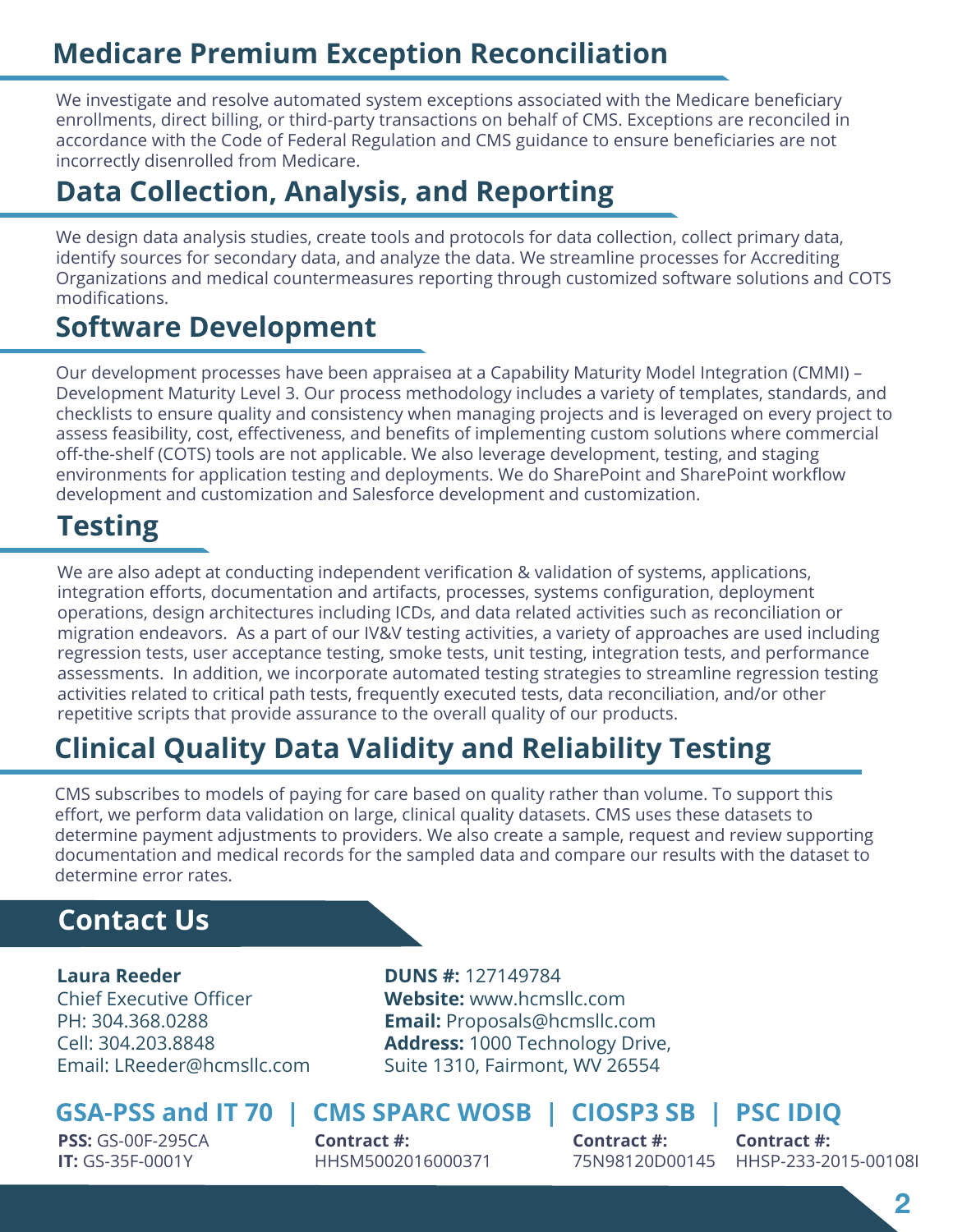## Medicare Premium Exception Reconciliation

We investigate and resolve automated system exceptions associated with the Medicare beneficiary enrollments, direct billing, or third-party transactions on behalf of CMS. Exceptions are reconciled in accordance with the Code of Federal Regulation and CMS guidance to ensure beneficiaries are not incorrectly disenrolled from Medicare.

## Data Collection, Analysis, and Reporting

We design data analysis studies, create tools and protocols for data collection, collect primary data, identify sources for secondary data, and analyze the data. We streamline processes for Accrediting Organizations and medical countermeasures reporting through customized software solutions and COTS modifications.

## Software Development

Our development processes have been appraised at a Capability Maturity Model Integration (CMMI) – Development Maturity Level 3. Our process methodology includes a variety of templates, standards, and checklists to ensure quality and consistency when managing projects and is leveraged on every project to assess feasibility, cost, effectiveness, and benefits of implementing custom solutions where commercial off-the-shelf (COTS) tools are not applicable. We also leverage development, testing, and staging environments for application testing and deployments. We do SharePoint and SharePoint workflow development and customization and Salesforce development and customization.

## Testing

We are also adept at conducting independent verification & validation of systems, applications, integration efforts, documentation and artifacts, processes, systems configuration, deployment operations, design architectures including ICDs, and data related activities such as reconciliation or migration endeavors. As a part of our IV&V testing activities, a variety of approaches are used including regression tests, user acceptance testing, smoke tests, unit testing, integration tests, and performance assessments. In addition, we incorporate automated testing strategies to streamline regression testing activities related to critical path tests, frequently executed tests, data reconciliation, and/or other repetitive scripts that provide assurance to the overall quality of our products.

## Clinical Quality Data Validity and Reliability Testing

CMS subscribes to models of paying for care based on quality rather than volume. To support this effort, we perform data validation on large, clinical quality datasets. CMS uses these datasets to determine payment adjustments to providers. We also create a sample, request and review supporting documentation and medical records for the sampled data and compare our results with the dataset to determine error rates.

## Contact Us

**Laura Reeder**
Chief Executive Officer
PH: 304.368.0288
Cell: 304.203.8848
Email: LReeder@hcmsllc.com

**DUNS #:** 127149784
**Website:** www.hcmsllc.com
**Email:** Proposals@hcmsllc.com
**Address:** 1000 Technology Drive, Suite 1310, Fairmont, WV 26554

### GSA-PSS and IT 70 | CMS SPARC WOSB | CIOSP3 SB | PSC IDIQ

**GSA-PSS and IT 70**
**PSS:** GS-00F-295CA
**IT:** GS-35F-0001Y

**CMS SPARC WOSB**
**Contract #:** HHSM5002016000371

**CIOSP3 SB**
**Contract #:** 75N98120D00145

**PSC IDIQ**
**Contract #:** HHSP-233-2015-00108I